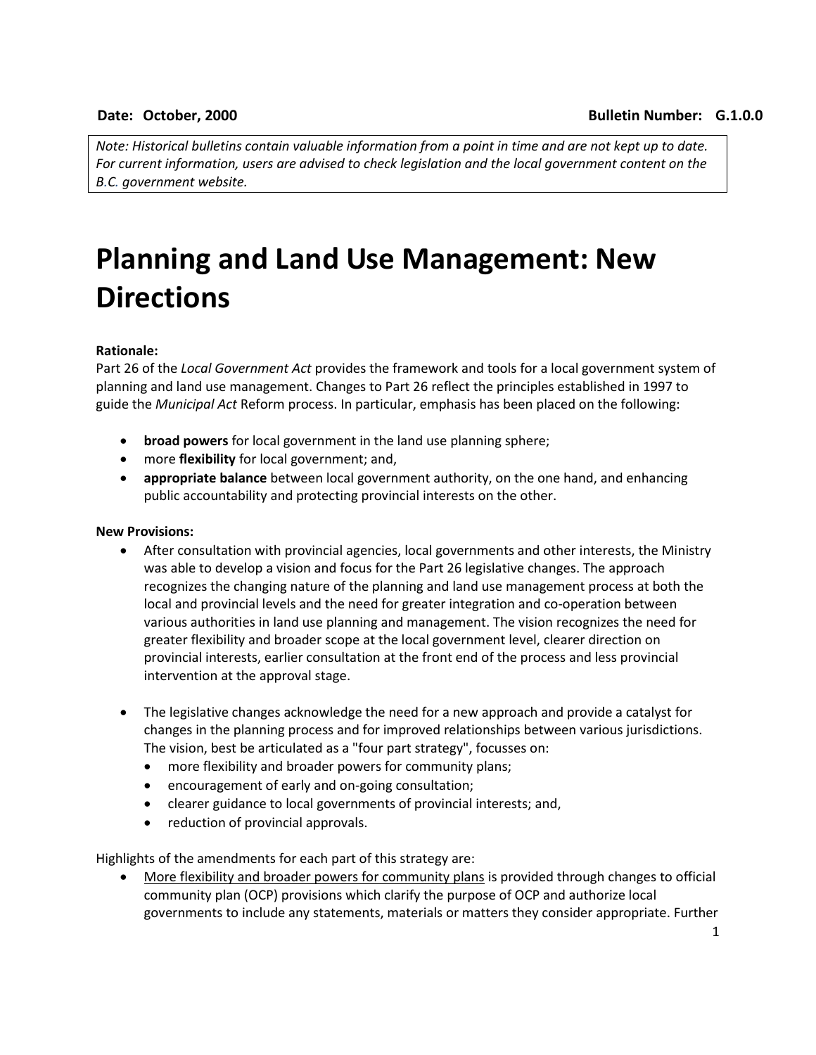**Date: October, 2000** **Bulletin Number: G.1.0.0**

*Note: Historical bulletins contain valuable information from a point in time and are not kept up to date. For current information, users are advised to check legislation and the local government content on the B.C. government website.*

# Planning and Land Use Management: New Directions

**Rationale:**

Part 26 of the *Local Government Act* provides the framework and tools for a local government system of planning and land use management. Changes to Part 26 reflect the principles established in 1997 to guide the *Municipal Act* Reform process. In particular, emphasis has been placed on the following:

- **broad powers** for local government in the land use planning sphere;
- more **flexibility** for local government; and,
- **appropriate balance** between local government authority, on the one hand, and enhancing public accountability and protecting provincial interests on the other.

**New Provisions:**

- After consultation with provincial agencies, local governments and other interests, the Ministry was able to develop a vision and focus for the Part 26 legislative changes. The approach recognizes the changing nature of the planning and land use management process at both the local and provincial levels and the need for greater integration and co-operation between various authorities in land use planning and management. The vision recognizes the need for greater flexibility and broader scope at the local government level, clearer direction on provincial interests, earlier consultation at the front end of the process and less provincial intervention at the approval stage.

- The legislative changes acknowledge the need for a new approach and provide a catalyst for changes in the planning process and for improved relationships between various jurisdictions. The vision, best be articulated as a "four part strategy", focusses on:
  - more flexibility and broader powers for community plans;
  - encouragement of early and on-going consultation;
  - clearer guidance to local governments of provincial interests; and,
  - reduction of provincial approvals.

Highlights of the amendments for each part of this strategy are:

- <u>More flexibility and broader powers for community plans</u> is provided through changes to official community plan (OCP) provisions which clarify the purpose of OCP and authorize local governments to include any statements, materials or matters they consider appropriate. Further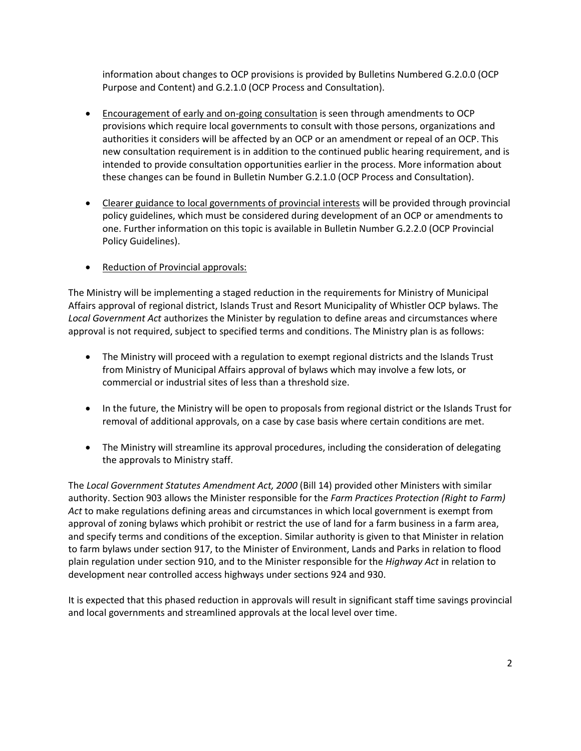information about changes to OCP provisions is provided by Bulletins Numbered G.2.0.0 (OCP Purpose and Content) and G.2.1.0 (OCP Process and Consultation).

- <u>Encouragement of early and on-going consultation</u> is seen through amendments to OCP provisions which require local governments to consult with those persons, organizations and authorities it considers will be affected by an OCP or an amendment or repeal of an OCP. This new consultation requirement is in addition to the continued public hearing requirement, and is intended to provide consultation opportunities earlier in the process. More information about these changes can be found in Bulletin Number G.2.1.0 (OCP Process and Consultation).

- <u>Clearer guidance to local governments of provincial interests</u> will be provided through provincial policy guidelines, which must be considered during development of an OCP or amendments to one. Further information on this topic is available in Bulletin Number G.2.2.0 (OCP Provincial Policy Guidelines).

- <u>Reduction of Provincial approvals:</u>

The Ministry will be implementing a staged reduction in the requirements for Ministry of Municipal Affairs approval of regional district, Islands Trust and Resort Municipality of Whistler OCP bylaws. The *Local Government Act* authorizes the Minister by regulation to define areas and circumstances where approval is not required, subject to specified terms and conditions. The Ministry plan is as follows:

- The Ministry will proceed with a regulation to exempt regional districts and the Islands Trust from Ministry of Municipal Affairs approval of bylaws which may involve a few lots, or commercial or industrial sites of less than a threshold size.

- In the future, the Ministry will be open to proposals from regional district or the Islands Trust for removal of additional approvals, on a case by case basis where certain conditions are met.

- The Ministry will streamline its approval procedures, including the consideration of delegating the approvals to Ministry staff.

The *Local Government Statutes Amendment Act, 2000* (Bill 14) provided other Ministers with similar authority. Section 903 allows the Minister responsible for the *Farm Practices Protection (Right to Farm) Act* to make regulations defining areas and circumstances in which local government is exempt from approval of zoning bylaws which prohibit or restrict the use of land for a farm business in a farm area, and specify terms and conditions of the exception. Similar authority is given to that Minister in relation to farm bylaws under section 917, to the Minister of Environment, Lands and Parks in relation to flood plain regulation under section 910, and to the Minister responsible for the *Highway Act* in relation to development near controlled access highways under sections 924 and 930.

It is expected that this phased reduction in approvals will result in significant staff time savings provincial and local governments and streamlined approvals at the local level over time.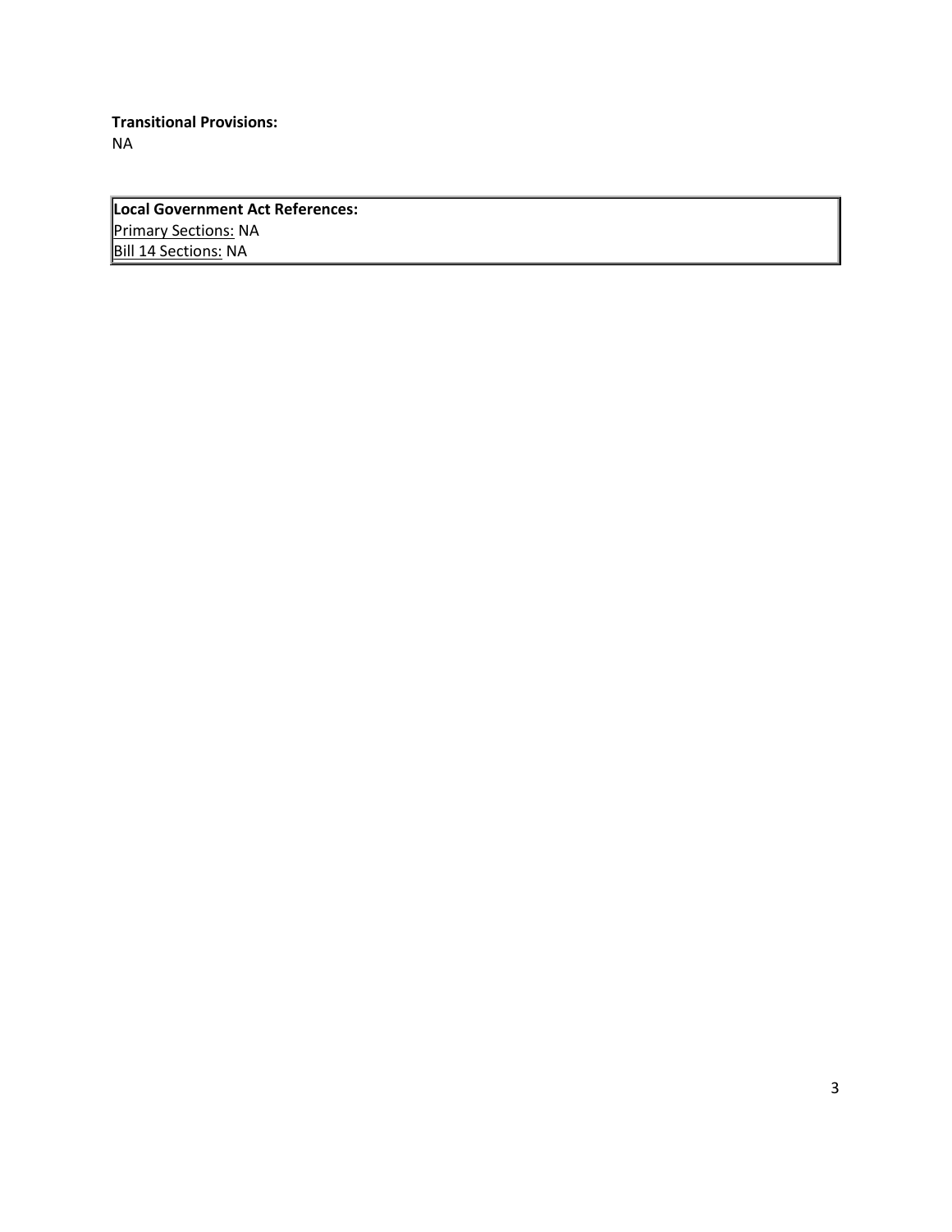**Transitional Provisions:**
NA

| |
|---|
| **Local Government Act References:**<br>Primary Sections: NA<br>Bill 14 Sections: NA |